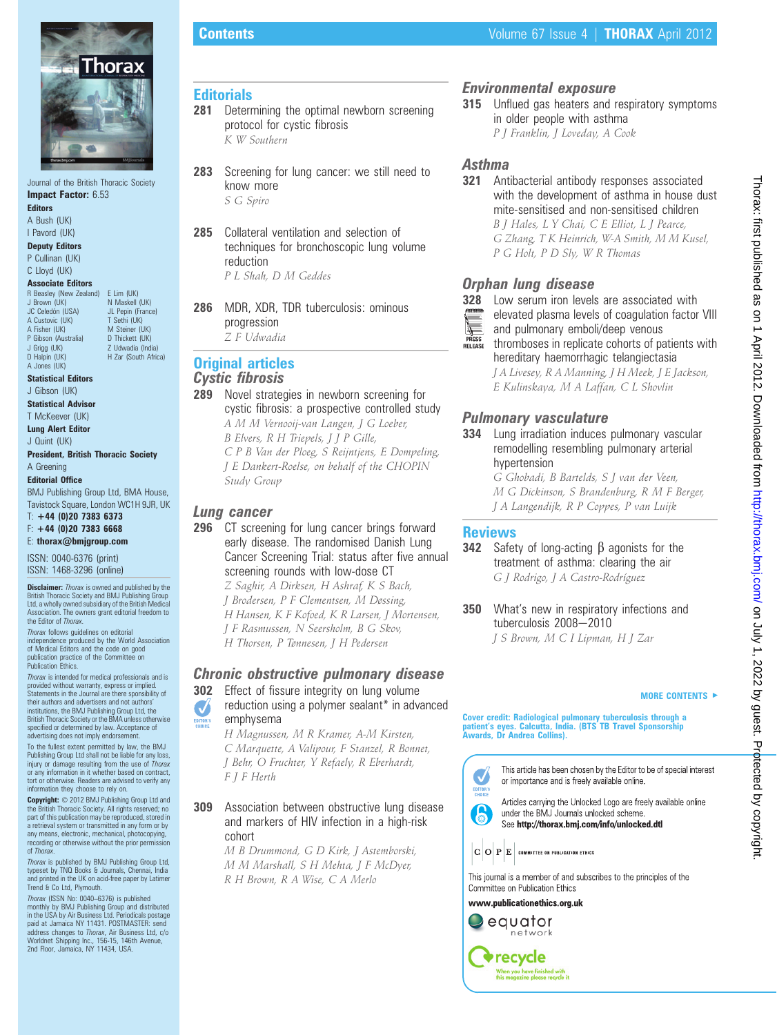# Contents

Journal of the British Thoracic Society

**Impact Factor:** 6.53

**Editors**
A Bush (UK)
I Pavord (UK)

**Deputy Editors**
P Cullinan (UK)
C Lloyd (UK)

**Associate Editors**
R Beasley (New Zealand)
J Brown (UK)
JC Celedón (USA)
A Custovic (UK)
A Fisher (UK)
P Gibson (Australia)
J Grigg (UK)
D Halpin (UK)
A Jones (UK)
E Lim (UK)
N Maskell (UK)
JL Pepin (France)
T Sethi (UK)
M Steiner (UK)
D Thickett (UK)
Z Udwadia (India)
H Zar (South Africa)

**Statistical Editors**
J Gibson (UK)

**Statistical Advisor**
T McKeever (UK)

**Lung Alert Editor**
J Quint (UK)

**President, British Thoracic Society**
A Greening

**Editorial Office**
BMJ Publishing Group Ltd, BMA House, Tavistock Square, London WC1H 9JR, UK
T: **+44 (0)20 7383 6373**
F: **+44 (0)20 7383 6668**
E: **thorax@bmjgroup.com**

ISSN: 0040-6376 (print)
ISSN: 1468-3296 (online)

**Disclaimer:** *Thorax* is owned and published by the British Thoracic Society and BMJ Publishing Group Ltd, a wholly owned subsidiary of the British Medical Association. The owners grant editorial freedom to the Editor of *Thorax*.

*Thorax* follows guidelines on editorial independence produced by the World Association of Medical Editors and the code on good publication practice of the Committee on Publication Ethics.

*Thorax* is intended for medical professionals and is provided without warranty, express or implied. Statements in the Journal are there sponsibility of their authors and advertisers and not authors' institutions, the BMJ Publishing Group Ltd, the British Thoracic Society or the BMA unless otherwise specified or determined by law. Acceptance of advertising does not imply endorsement.

To the fullest extent permitted by law, the BMJ Publishing Group Ltd shall not be liable for any loss, injury or damage resulting from the use of *Thorax* or any information in it whether based on contract, tort or otherwise. Readers are advised to verify any information they choose to rely on.

**Copyright:** © 2012 BMJ Publishing Group Ltd and the British Thoracic Society. All rights reserved; no part of this publication may be reproduced, stored in a retrieval system or transmitted in any form or by any means, electronic, mechanical, photocopying, recording or otherwise without the prior permission of *Thorax*.

*Thorax* is published by BMJ Publishing Group Ltd, typeset by TNQ Books & Journals, Chennai, India and printed in the UK on acid-free paper by Latimer Trend & Co Ltd, Plymouth.

*Thorax* (ISSN No: 0040–6376) is published monthly by BMJ Publishing Group and distributed in the USA by Air Business Ltd. Periodicals postage paid at Jamaica NY 11431. POSTMASTER: send address changes to *Thorax*, Air Business Ltd, c/o Worldnet Shipping Inc., 156-15, 146th Avenue, 2nd Floor, Jamaica, NY 11434, USA.

## Editorials

**281** Determining the optimal newborn screening protocol for cystic fibrosis
*K W Southern*

**283** Screening for lung cancer: we still need to know more
*S G Spiro*

**285** Collateral ventilation and selection of techniques for bronchoscopic lung volume reduction
*P L Shah, D M Geddes*

**286** MDR, XDR, TDR tuberculosis: ominous progression
*Z F Udwadia*

## Original articles

### Cystic fibrosis

**289** Novel strategies in newborn screening for cystic fibrosis: a prospective controlled study
*A M M Vernooij-van Langen, J G Loeber, B Elvers, R H Triepels, J J P Gille, C P B Van der Ploeg, S Reijntjens, E Dompeling, J E Dankert-Roelse, on behalf of the CHOPIN Study Group*

### Lung cancer

**296** CT screening for lung cancer brings forward early disease. The randomised Danish Lung Cancer Screening Trial: status after five annual screening rounds with low-dose CT
*Z Saghir, A Dirksen, H Ashraf, K S Bach, J Brodersen, P F Clementsen, M Døssing, H Hansen, K F Kofoed, K R Larsen, J Mortensen, J F Rasmussen, N Seersholm, B G Skov, H Thorsen, P Tønnesen, J H Pedersen*

### Chronic obstructive pulmonary disease

**302** Effect of fissure integrity on lung volume reduction using a polymer sealant* in advanced emphysema
*H Magnussen, M R Kramer, A-M Kirsten, C Marquette, A Valipour, F Stanzel, R Bonnet, J Behr, O Fruchter, Y Refaely, R Eberhardt, F J F Herth*

**309** Association between obstructive lung disease and markers of HIV infection in a high-risk cohort
*M B Drummond, G D Kirk, J Astemborski, M M Marshall, S H Mehta, J F McDyer, R H Brown, R A Wise, C A Merlo*

### Environmental exposure

**315** Unflued gas heaters and respiratory symptoms in older people with asthma
*P J Franklin, J Loveday, A Cook*

### Asthma

**321** Antibacterial antibody responses associated with the development of asthma in house dust mite-sensitised and non-sensitised children
*B J Hales, L Y Chai, C E Elliot, L J Pearce, G Zhang, T K Heinrich, W-A Smith, M M Kusel, P G Holt, P D Sly, W R Thomas*

### Orphan lung disease

**328** Low serum iron levels are associated with elevated plasma levels of coagulation factor VIII and pulmonary emboli/deep venous thromboses in replicate cohorts of patients with hereditary haemorrhagic telangiectasia
*J A Livesey, R A Manning, J H Meek, J E Jackson, E Kulinskaya, M A Laffan, C L Shovlin*

### Pulmonary vasculature

**334** Lung irradiation induces pulmonary vascular remodelling resembling pulmonary arterial hypertension
*G Ghobadi, B Bartelds, S J van der Veen, M G Dickinson, S Brandenburg, R M F Berger, J A Langendijk, R P Coppes, P van Luijk*

## Reviews

**342** Safety of long-acting β agonists for the treatment of asthma: clearing the air
*G J Rodrigo, J A Castro-Rodríguez*

**350** What's new in respiratory infections and tuberculosis 2008–2010
*J S Brown, M C I Lipman, H J Zar*

MORE CONTENTS ►

**Cover credit: Radiological pulmonary tuberculosis through a patient's eyes. Calcutta, India. (BTS TB Travel Sponsorship Awards, Dr Andrea Collins).**

This article has been chosen by the Editor to be of special interest or importance and is freely available online.

Articles carrying the Unlocked Logo are freely available online under the BMJ Journals unlocked scheme.
See **http://thorax.bmj.com/info/unlocked.dtl**

This journal is a member of and subscribes to the principles of the Committee on Publication Ethics

**www.publicationethics.org.uk**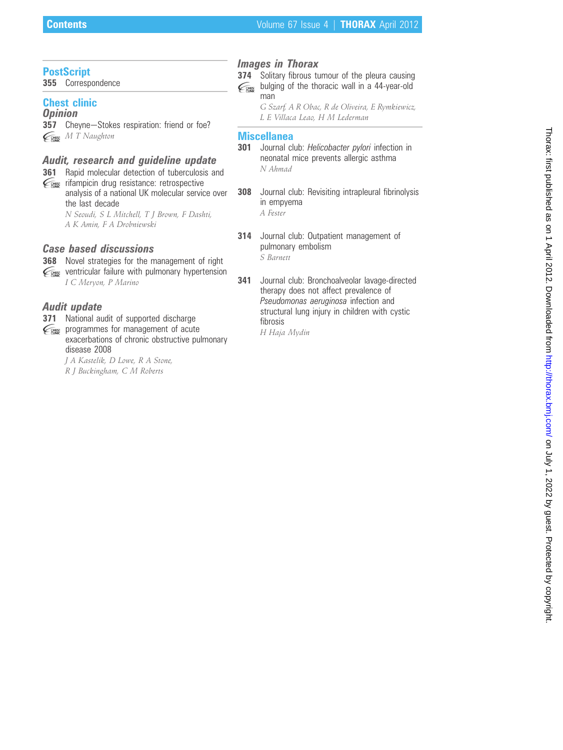## PostScript

**355** Correspondence

## Chest clinic

### Opinion

**357** Cheyne–Stokes respiration: friend or foe?
*M T Naughton*

### Audit, research and guideline update

**361** Rapid molecular detection of tuberculosis and rifampicin drug resistance: retrospective analysis of a national UK molecular service over the last decade
*N Seoudi, S L Mitchell, T J Brown, F Dashti, A K Amin, F A Drobniewski*

### Case based discussions

**368** Novel strategies for the management of right ventricular failure with pulmonary hypertension
*I C Meryon, P Marino*

### Audit update

**371** National audit of supported discharge programmes for management of acute exacerbations of chronic obstructive pulmonary disease 2008
*J A Kastelik, D Lowe, R A Stone, R J Buckingham, C M Roberts*

### Images in Thorax

**374** Solitary fibrous tumour of the pleura causing bulging of the thoracic wall in a 44-year-old man
*G Szarf, A R Obac, R de Oliveira, E Rymkiewicz, L E Villaca Leao, H M Lederman*

## Miscellanea

**301** Journal club: *Helicobacter pylori* infection in neonatal mice prevents allergic asthma
*N Ahmad*

**308** Journal club: Revisiting intrapleural fibrinolysis in empyema
*A Fester*

**314** Journal club: Outpatient management of pulmonary embolism
*S Barnett*

**341** Journal club: Bronchoalveolar lavage-directed therapy does not affect prevalence of *Pseudomonas aeruginosa* infection and structural lung injury in children with cystic fibrosis
*H Haja Mydin*

Thorax: first published as on 1 April 2012. Downloaded from http://thorax.bmj.com/ on July 1, 2022 by guest. Protected by copyright.